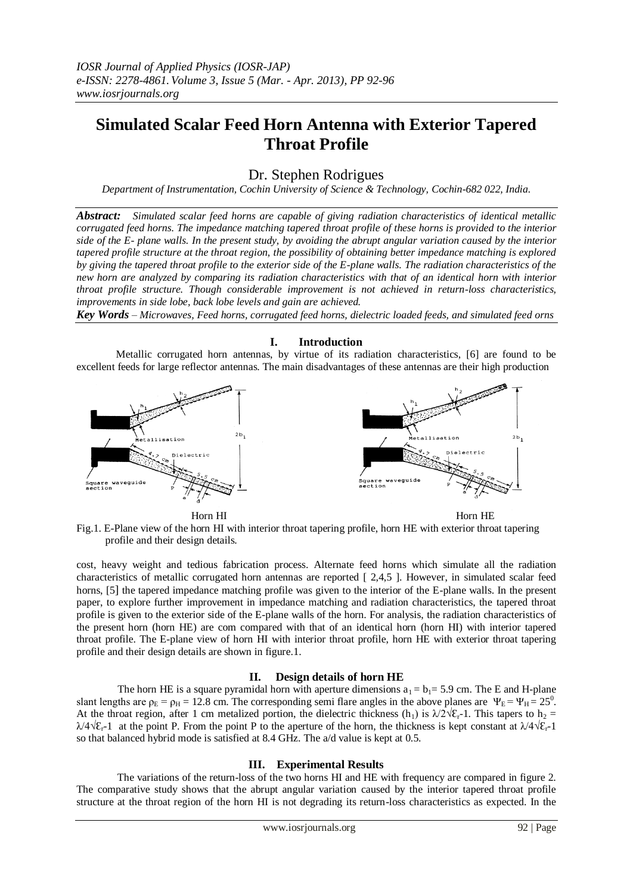# Simulated Scalar Feed Horn Antenna with Exterior Tapered Throat Profile

Dr. Stephen Rodrigues

*Department of Instrumentation, Cochin University of Science & Technology, Cochin-682 022, India.*

***Abstract:*** *Simulated scalar feed horns are capable of giving radiation characteristics of identical metallic corrugated feed horns. The impedance matching tapered throat profile of these horns is provided to the interior side of the E- plane walls. In the present study, by avoiding the abrupt angular variation caused by the interior tapered profile structure at the throat region, the possibility of obtaining better impedance matching is explored by giving the tapered throat profile to the exterior side of the E-plane walls. The radiation characteristics of the new horn are analyzed by comparing its radiation characteristics with that of an identical horn with interior throat profile structure. Though considerable improvement is not achieved in return-loss characteristics, improvements in side lobe, back lobe levels and gain are achieved.*

***Key Words*** *– Microwaves, Feed horns, corrugated feed horns, dielectric loaded feeds, and simulated feed orns*

## I. Introduction

Metallic corrugated horn antennas, by virtue of its radiation characteristics, [6] are found to be excellent feeds for large reflector antennas. The main disadvantages of these antennas are their high production cost, heavy weight and tedious fabrication process. Alternate feed horns which simulate all the radiation characteristics of metallic corrugated horn antennas are reported [ 2,4,5 ]. However, in simulated scalar feed horns, [5] the tapered impedance matching profile was given to the interior of the E-plane walls. In the present paper, to explore further improvement in impedance matching and radiation characteristics, the tapered throat profile is given to the exterior side of the E-plane walls of the horn. For analysis, the radiation characteristics of the present horn (horn HE) are com compared with that of an identical horn (horn HI) with interior tapered throat profile. The E-plane view of horn HI with interior throat profile, horn HE with exterior throat tapering profile and their design details are shown in figure.1.

h2
h1
2b1
Metallisation
Dielectric
4.7 cm
5.5 cm
Square waveguide section
P
a
d

Horn HI

h2
h1
2b1
Metallisation
Dielectric
4.7 cm
5.5 cm
Square waveguide section
P
a
d

Horn HE

Fig.1. E-Plane view of the horn HI with interior throat tapering profile, horn HE with exterior throat tapering profile and their design details.

## II. Design details of horn HE

The horn HE is a square pyramidal horn with aperture dimensions $a_1 = b_1 = 5.9$ cm. The E and H-plane slant lengths are $\rho_E = \rho_H = 12.8$ cm. The corresponding semi flare angles in the above planes are $\Psi_E = \Psi_H = 25^0$. At the throat region, after 1 cm metalized portion, the dielectric thickness ($h_1$) is $\lambda/2\sqrt{\varepsilon_r\text{-}1}$. This tapers to $h_2 = \lambda/4\sqrt{\varepsilon_r\text{-}1}$ at the point P. From the point P to the aperture of the horn, the thickness is kept constant at $\lambda/4\sqrt{\varepsilon_r\text{-}1}$ so that balanced hybrid mode is satisfied at 8.4 GHz. The a/d value is kept at 0.5.

## III. Experimental Results

The variations of the return-loss of the two horns HI and HE with frequency are compared in figure 2. The comparative study shows that the abrupt angular variation caused by the interior tapered throat profile structure at the throat region of the horn HI is not degrading its return-loss characteristics as expected. In the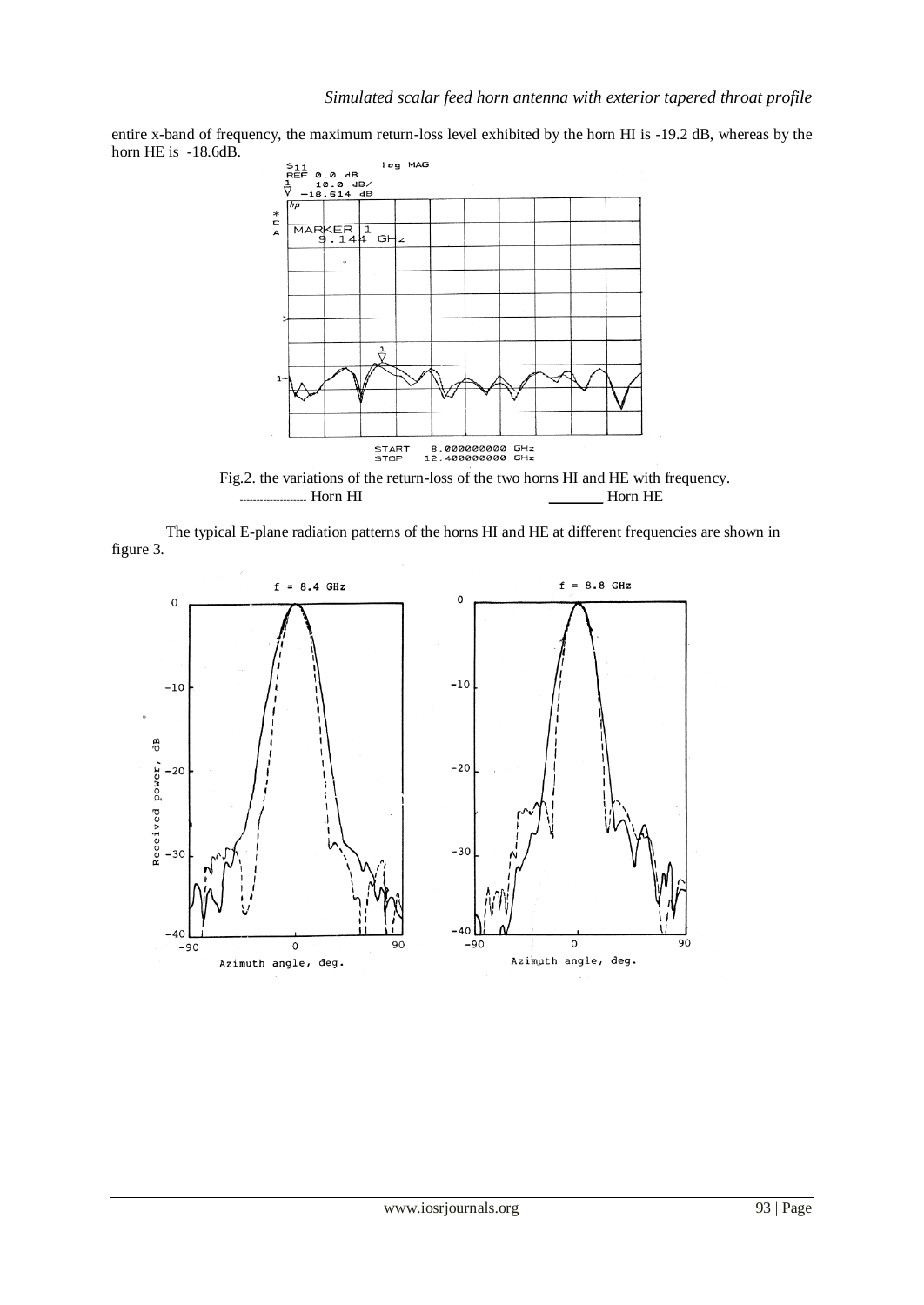entire x-band of frequency, the maximum return-loss level exhibited by the horn HI is -19.2 dB, whereas by the horn HE is -18.6dB.

S11
log MAG
REF 0.0 dB
1 10.0 dB/
▽ −18.614 dB
hp
MARKER 1
9.144 GHz
START 8.000000000 GHz
STOP 12.400000000 GHz

Fig.2. the variations of the return-loss of the two horns HI and HE with frequency.
------------------- Horn HI _______ Horn HE

The typical E-plane radiation patterns of the horns HI and HE at different frequencies are shown in figure 3.

f = 8.4 GHz
f = 8.8 GHz
Received power, dB
0
-10
-20
-30
-40
-90
0
90
Azimuth angle, deg.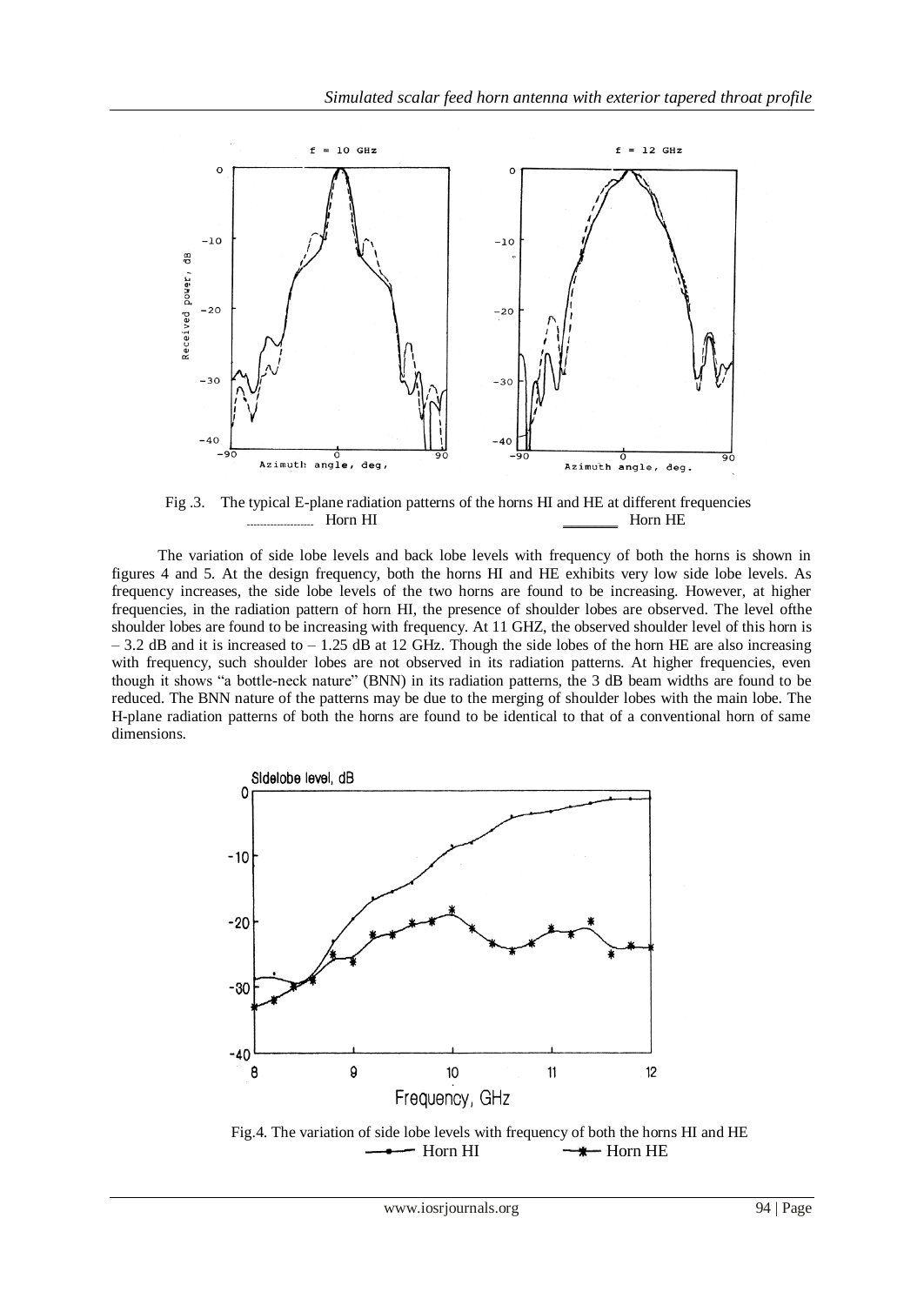f = 10 GHz

f = 12 GHz

Received power, dB

0

−10

−20

−30

−40

−90

0

90

Azimuth angle, deg,

Azimuth angle, deg.

Fig .3. The typical E-plane radiation patterns of the horns HI and HE at different frequencies
------------------ Horn HI _______ Horn HE

The variation of side lobe levels and back lobe levels with frequency of both the horns is shown in figures 4 and 5. At the design frequency, both the horns HI and HE exhibits very low side lobe levels. As frequency increases, the side lobe levels of the two horns are found to be increasing. However, at higher frequencies, in the radiation pattern of horn HI, the presence of shoulder lobes are observed. The level ofthe shoulder lobes are found to be increasing with frequency. At 11 GHZ, the observed shoulder level of this horn is – 3.2 dB and it is increased to – 1.25 dB at 12 GHz. Though the side lobes of the horn HE are also increasing with frequency, such shoulder lobes are not observed in its radiation patterns. At higher frequencies, even though it shows "a bottle-neck nature" (BNN) in its radiation patterns, the 3 dB beam widths are found to be reduced. The BNN nature of the patterns may be due to the merging of shoulder lobes with the main lobe. The H-plane radiation patterns of both the horns are found to be identical to that of a conventional horn of same dimensions.

Sidelobe level, dB

0

-10

-20

-30

-40

8

9

10

11

12

Frequency, GHz

Fig.4. The variation of side lobe levels with frequency of both the horns HI and HE
Horn HI Horn HE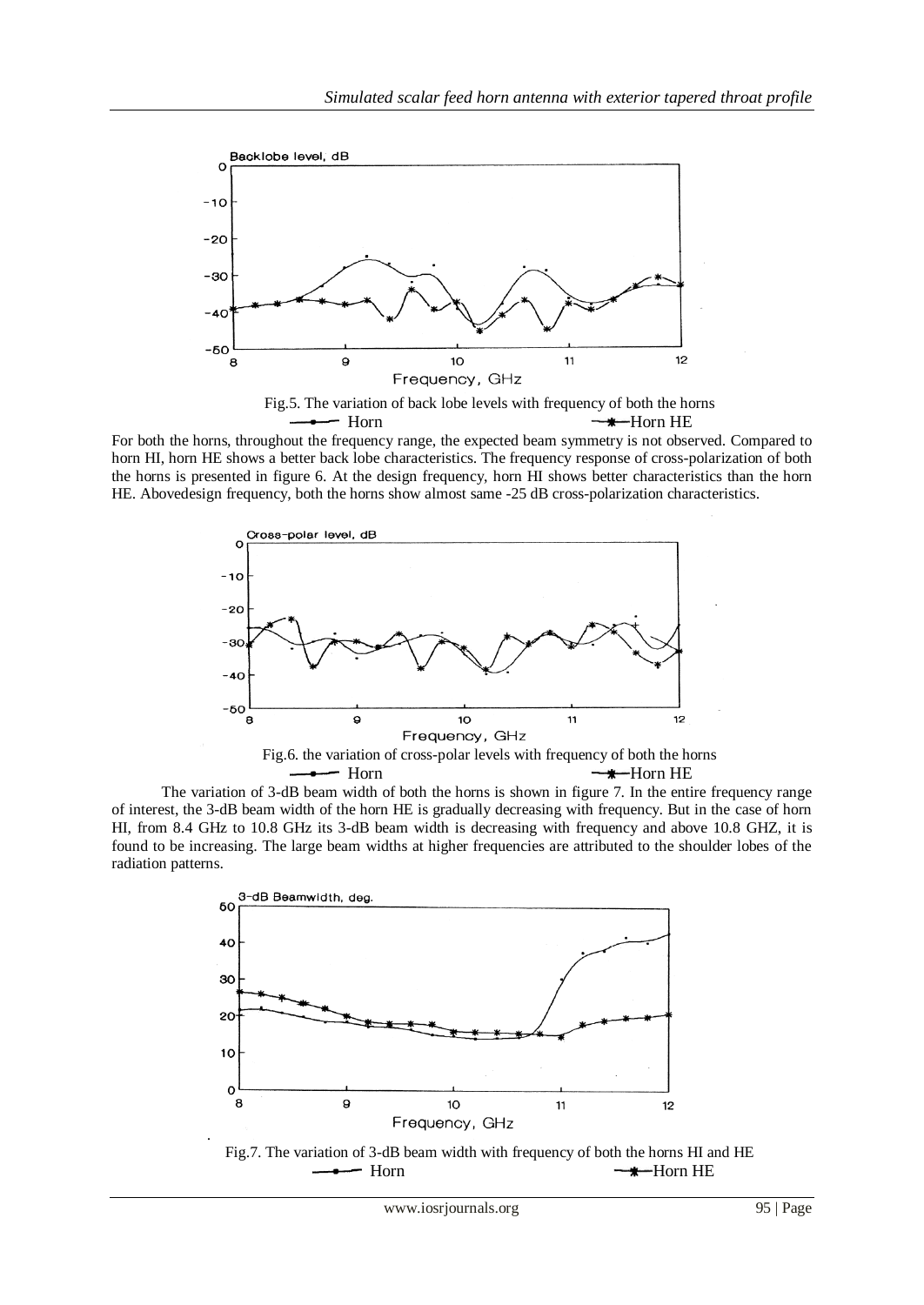Backlobe level, dB

0
-10
-20
-30
-40
-50

8 9 10 11 12

Frequency, GHz

Fig.5. The variation of back lobe levels with frequency of both the horns

Horn Horn HE

For both the horns, throughout the frequency range, the expected beam symmetry is not observed. Compared to horn HI, horn HE shows a better back lobe characteristics. The frequency response of cross-polarization of both the horns is presented in figure 6. At the design frequency, horn HI shows better characteristics than the horn HE. Abovedesign frequency, both the horns show almost same -25 dB cross-polarization characteristics.

Cross-polar level, dB

0
-10
-20
-30
-40
-50

8 9 10 11 12

Frequency, GHz

Fig.6. the variation of cross-polar levels with frequency of both the horns

Horn Horn HE

The variation of 3-dB beam width of both the horns is shown in figure 7. In the entire frequency range of interest, the 3-dB beam width of the horn HE is gradually decreasing with frequency. But in the case of horn HI, from 8.4 GHz to 10.8 GHz its 3-dB beam width is decreasing with frequency and above 10.8 GHZ, it is found to be increasing. The large beam widths at higher frequencies are attributed to the shoulder lobes of the radiation patterns.

3-dB Beamwidth, deg.

50
40
30
20
10
0

8 9 10 11 12

Frequency, GHz

Fig.7. The variation of 3-dB beam width with frequency of both the horns HI and HE

Horn Horn HE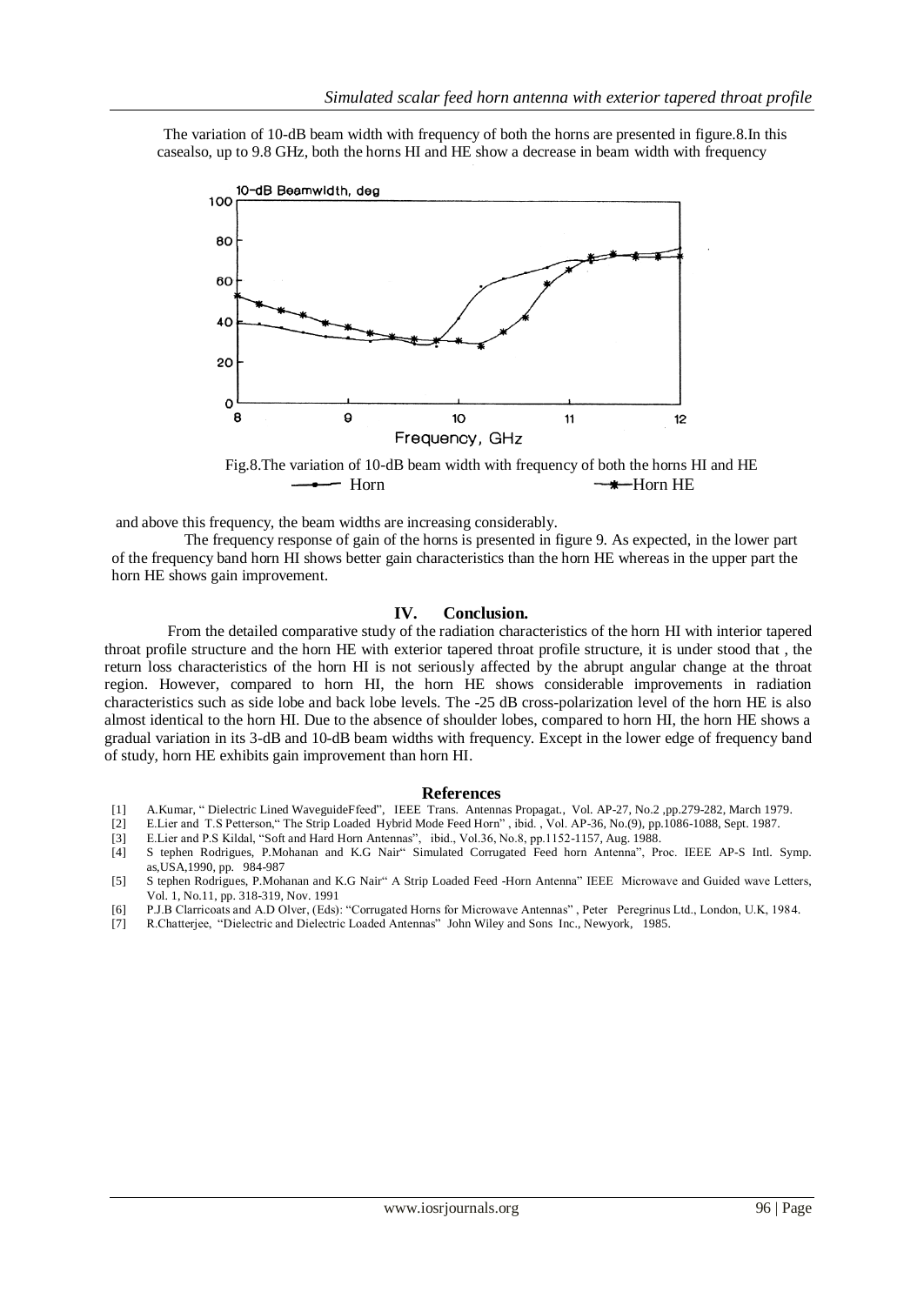The variation of 10-dB beam width with frequency of both the horns are presented in figure.8.In this casealso, up to 9.8 GHz, both the horns HI and HE show a decrease in beam width with frequency

10-dB Beamwidth, deg

100
80
60
40
20
0

8
9
10
11
12

Frequency, GHz

Fig.8.The variation of 10-dB beam width with frequency of both the horns HI and HE

Horn    Horn HE

and above this frequency, the beam widths are increasing considerably.

The frequency response of gain of the horns is presented in figure 9. As expected, in the lower part of the frequency band horn HI shows better gain characteristics than the horn HE whereas in the upper part the horn HE shows gain improvement.

## IV. Conclusion.

From the detailed comparative study of the radiation characteristics of the horn HI with interior tapered throat profile structure and the horn HE with exterior tapered throat profile structure, it is under stood that , the return loss characteristics of the horn HI is not seriously affected by the abrupt angular change at the throat region. However, compared to horn HI, the horn HE shows considerable improvements in radiation characteristics such as side lobe and back lobe levels. The -25 dB cross-polarization level of the horn HE is also almost identical to the horn HI. Due to the absence of shoulder lobes, compared to horn HI, the horn HE shows a gradual variation in its 3-dB and 10-dB beam widths with frequency. Except in the lower edge of frequency band of study, horn HE exhibits gain improvement than horn HI.

## References

[1] A.Kumar, " Dielectric Lined WaveguideFfeed", IEEE Trans. Antennas Propagat., Vol. AP-27, No.2 ,pp.279-282, March 1979.

[2] E.Lier and T.S Petterson," The Strip Loaded Hybrid Mode Feed Horn" , ibid. , Vol. AP-36, No.(9), pp.1086-1088, Sept. 1987.

[3] E.Lier and P.S Kildal, "Soft and Hard Horn Antennas", ibid., Vol.36, No.8, pp.1152-1157, Aug. 1988.

[4] S tephen Rodrigues, P.Mohanan and K.G Nair" Simulated Corrugated Feed horn Antenna", Proc. IEEE AP-S Intl. Symp. as,USA,1990, pp. 984-987

[5] S tephen Rodrigues, P.Mohanan and K.G Nair" A Strip Loaded Feed -Horn Antenna" IEEE Microwave and Guided wave Letters, Vol. 1, No.11, pp. 318-319, Nov. 1991

[6] P.J.B Clarricoats and A.D Olver, (Eds): "Corrugated Horns for Microwave Antennas" , Peter Peregrinus Ltd., London, U.K, 1984.

[7] R.Chatterjee, "Dielectric and Dielectric Loaded Antennas" John Wiley and Sons Inc., Newyork, 1985.